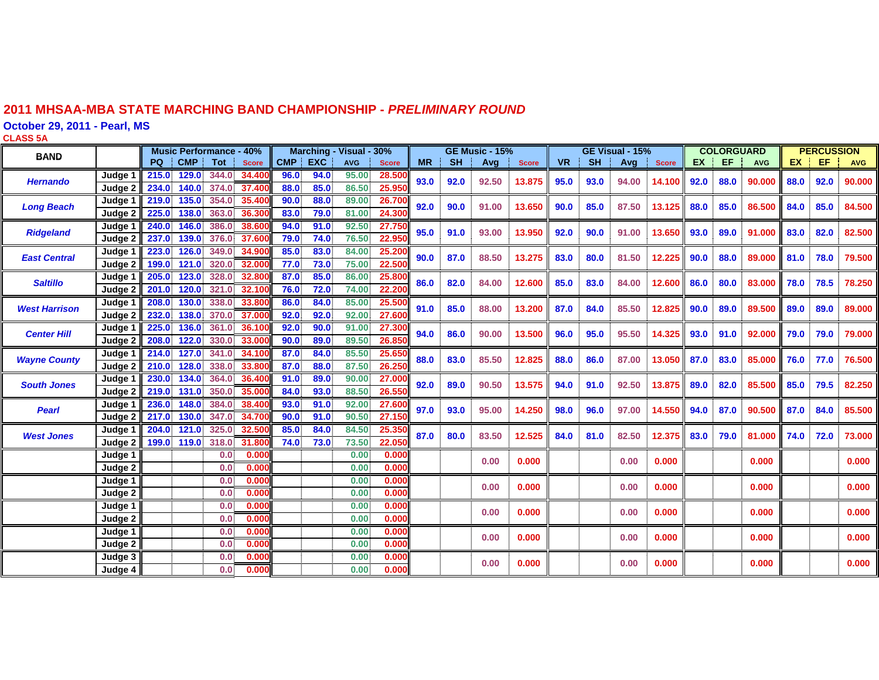# 2011 MHSAA-MBA STATE MARCHING BAND CHAMPIONSHIP - *PRELIMINARY ROUND*

**October 29, 2011 - Pearl, MS**

**CLASS 5A**

| BAND | | Music Performance - 40% | | | | Marching - Visual - 30% | | | | GE Music - 15% | | | | GE Visual - 15% | | | | COLORGUARD | | | PERCUSSION | | |
|---|---|---|---|---|---|---|---|---|---|---|---|---|---|---|---|---|---|---|---|---|---|---|---|
| | | PQ | CMP | Tot | Score | CMP | EXC | AVG | Score | MR | SH | Avg | Score | VR | SH | Avg | Score | EX | EF | AVG | EX | EF | AVG |
| Hernando | Judge 1 | 215.0 | 129.0 | 344.0 | 34.400 | 96.0 | 94.0 | 95.00 | 28.500 | 93.0 | 92.0 | 92.50 | 13.875 | 95.0 | 93.0 | 94.00 | 14.100 | 92.0 | 88.0 | 90.000 | 88.0 | 92.0 | 90.000 |
| | Judge 2 | 234.0 | 140.0 | 374.0 | 37.400 | 88.0 | 85.0 | 86.50 | 25.950 | | | | | | | | | | | | | | |
| Long Beach | Judge 1 | 219.0 | 135.0 | 354.0 | 35.400 | 90.0 | 88.0 | 89.00 | 26.700 | 92.0 | 90.0 | 91.00 | 13.650 | 90.0 | 85.0 | 87.50 | 13.125 | 88.0 | 85.0 | 86.500 | 84.0 | 85.0 | 84.500 |
| | Judge 2 | 225.0 | 138.0 | 363.0 | 36.300 | 83.0 | 79.0 | 81.00 | 24.300 | | | | | | | | | | | | | | |
| Ridgeland | Judge 1 | 240.0 | 146.0 | 386.0 | 38.600 | 94.0 | 91.0 | 92.50 | 27.750 | 95.0 | 91.0 | 93.00 | 13.950 | 92.0 | 90.0 | 91.00 | 13.650 | 93.0 | 89.0 | 91.000 | 83.0 | 82.0 | 82.500 |
| | Judge 2 | 237.0 | 139.0 | 376.0 | 37.600 | 79.0 | 74.0 | 76.50 | 22.950 | | | | | | | | | | | | | | |
| East Central | Judge 1 | 223.0 | 126.0 | 349.0 | 34.900 | 85.0 | 83.0 | 84.00 | 25.200 | 90.0 | 87.0 | 88.50 | 13.275 | 83.0 | 80.0 | 81.50 | 12.225 | 90.0 | 88.0 | 89.000 | 81.0 | 78.0 | 79.500 |
| | Judge 2 | 199.0 | 121.0 | 320.0 | 32.000 | 77.0 | 73.0 | 75.00 | 22.500 | | | | | | | | | | | | | | |
| Saltillo | Judge 1 | 205.0 | 123.0 | 328.0 | 32.800 | 87.0 | 85.0 | 86.00 | 25.800 | 86.0 | 82.0 | 84.00 | 12.600 | 85.0 | 83.0 | 84.00 | 12.600 | 86.0 | 80.0 | 83.000 | 78.0 | 78.5 | 78.250 |
| | Judge 2 | 201.0 | 120.0 | 321.0 | 32.100 | 76.0 | 72.0 | 74.00 | 22.200 | | | | | | | | | | | | | | |
| West Harrison | Judge 1 | 208.0 | 130.0 | 338.0 | 33.800 | 86.0 | 84.0 | 85.00 | 25.500 | 91.0 | 85.0 | 88.00 | 13.200 | 87.0 | 84.0 | 85.50 | 12.825 | 90.0 | 89.0 | 89.500 | 89.0 | 89.0 | 89.000 |
| | Judge 2 | 232.0 | 138.0 | 370.0 | 37.000 | 92.0 | 92.0 | 92.00 | 27.600 | | | | | | | | | | | | | | |
| Center Hill | Judge 1 | 225.0 | 136.0 | 361.0 | 36.100 | 92.0 | 90.0 | 91.00 | 27.300 | 94.0 | 86.0 | 90.00 | 13.500 | 96.0 | 95.0 | 95.50 | 14.325 | 93.0 | 91.0 | 92.000 | 79.0 | 79.0 | 79.000 |
| | Judge 2 | 208.0 | 122.0 | 330.0 | 33.000 | 90.0 | 89.0 | 89.50 | 26.850 | | | | | | | | | | | | | | |
| Wayne County | Judge 1 | 214.0 | 127.0 | 341.0 | 34.100 | 87.0 | 84.0 | 85.50 | 25.650 | 88.0 | 83.0 | 85.50 | 12.825 | 88.0 | 86.0 | 87.00 | 13.050 | 87.0 | 83.0 | 85.000 | 76.0 | 77.0 | 76.500 |
| | Judge 2 | 219.0 | 131.0 | 350.0 | 35.000 | 84.0 | 93.0 | 88.50 | 26.550 | | | | | | | | | | | | | | |
| South Jones | Judge 1 | 230.0 | 134.0 | 364.0 | 36.400 | 91.0 | 89.0 | 90.00 | 27.000 | 92.0 | 89.0 | 90.50 | 13.575 | 94.0 | 91.0 | 92.50 | 13.875 | 89.0 | 82.0 | 85.500 | 85.0 | 79.5 | 82.250 |
| | Judge 2 | 219.0 | 131.0 | 350.0 | 35.000 | 84.0 | 93.0 | 88.50 | 26.550 | | | | | | | | | | | | | | |
| Pearl | Judge 1 | 236.0 | 148.0 | 384.0 | 38.400 | 93.0 | 91.0 | 92.00 | 27.600 | 97.0 | 93.0 | 95.00 | 14.250 | 98.0 | 96.0 | 97.00 | 14.550 | 94.0 | 87.0 | 90.500 | 87.0 | 84.0 | 85.500 |
| | Judge 2 | 217.0 | 130.0 | 347.0 | 34.700 | 90.0 | 91.0 | 90.50 | 27.150 | | | | | | | | | | | | | | |
| West Jones | Judge 1 | 204.0 | 121.0 | 325.0 | 32.500 | 85.0 | 84.0 | 84.50 | 25.350 | 87.0 | 80.0 | 83.50 | 12.525 | 84.0 | 81.0 | 82.50 | 12.375 | 83.0 | 79.0 | 81.000 | 74.0 | 72.0 | 73.000 |
| | Judge 2 | 199.0 | 119.0 | 318.0 | 31.800 | 74.0 | 73.0 | 73.50 | 22.050 | | | | | | | | | | | | | | |
| | Judge 1 | | | 0.0 | 0.000 | | | 0.00 | 0.000 | | | 0.00 | 0.000 | | | 0.00 | 0.000 | | | 0.000 | | | 0.000 |
| | Judge 2 | | | 0.0 | 0.000 | | | 0.00 | 0.000 | | | | | | | | | | | | | | |
| | Judge 1 | | | 0.0 | 0.000 | | | 0.00 | 0.000 | | | 0.00 | 0.000 | | | 0.00 | 0.000 | | | 0.000 | | | 0.000 |
| | Judge 2 | | | 0.0 | 0.000 | | | 0.00 | 0.000 | | | | | | | | | | | | | | |
| | Judge 1 | | | 0.0 | 0.000 | | | 0.00 | 0.000 | | | 0.00 | 0.000 | | | 0.00 | 0.000 | | | 0.000 | | | 0.000 |
| | Judge 2 | | | 0.0 | 0.000 | | | 0.00 | 0.000 | | | | | | | | | | | | | | |
| | Judge 1 | | | 0.0 | 0.000 | | | 0.00 | 0.000 | | | 0.00 | 0.000 | | | 0.00 | 0.000 | | | 0.000 | | | 0.000 |
| | Judge 2 | | | 0.0 | 0.000 | | | 0.00 | 0.000 | | | | | | | | | | | | | | |
| | Judge 3 | | | 0.0 | 0.000 | | | 0.00 | 0.000 | | | 0.00 | 0.000 | | | 0.00 | 0.000 | | | 0.000 | | | 0.000 |
| | Judge 4 | | | 0.0 | 0.000 | | | 0.00 | 0.000 | | | | | | | | | | | | | | |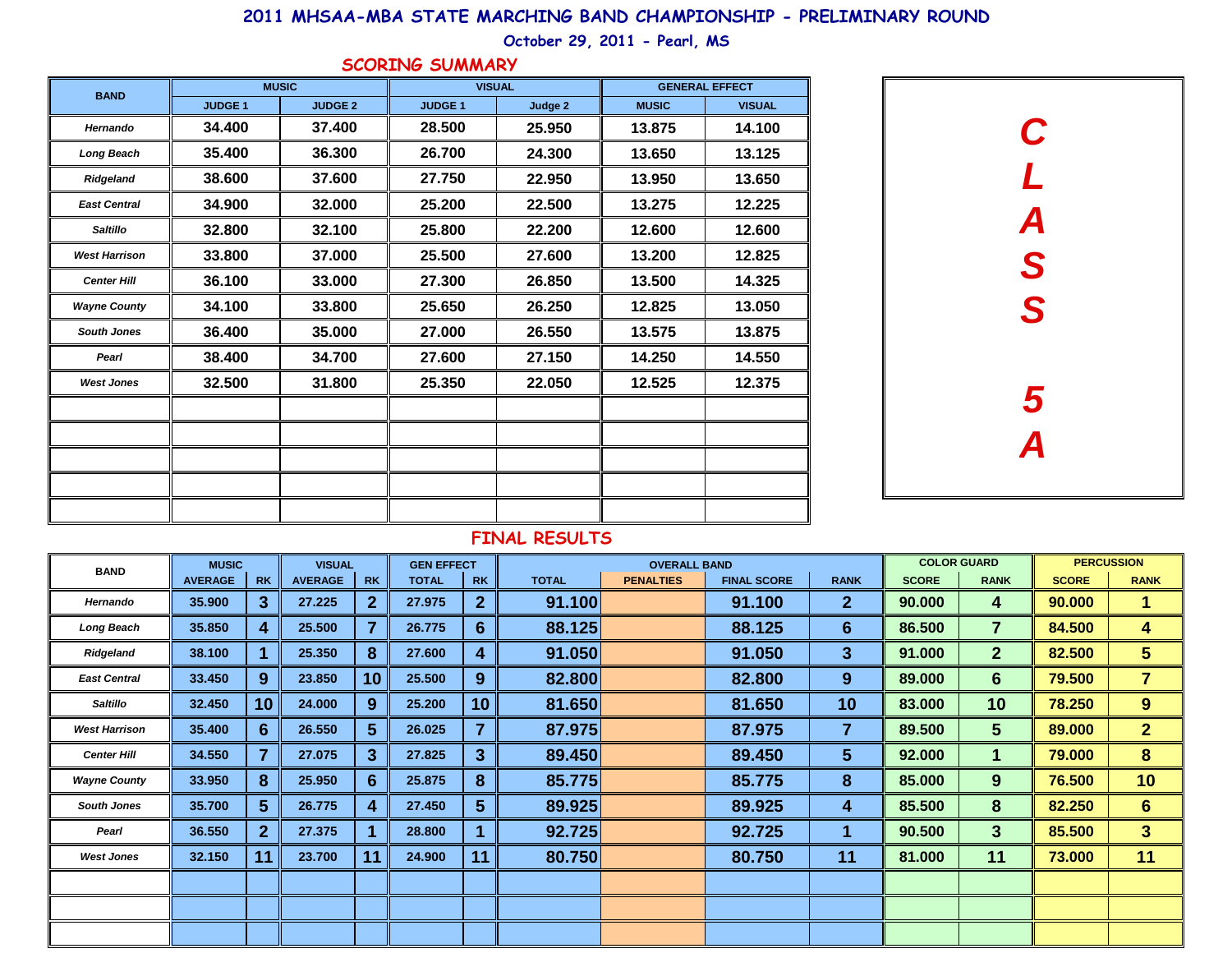# 2011 MHSAA-MBA STATE MARCHING BAND CHAMPIONSHIP - PRELIMINARY ROUND

October 29, 2011 - Pearl, MS

## SCORING SUMMARY

| BAND | MUSIC | | VISUAL | | GENERAL EFFECT | |
|---|---|---|---|---|---|---|
| | JUDGE 1 | JUDGE 2 | JUDGE 1 | Judge 2 | MUSIC | VISUAL |
| Hernando | 34.400 | 37.400 | 28.500 | 25.950 | 13.875 | 14.100 |
| Long Beach | 35.400 | 36.300 | 26.700 | 24.300 | 13.650 | 13.125 |
| Ridgeland | 38.600 | 37.600 | 27.750 | 22.950 | 13.950 | 13.650 |
| East Central | 34.900 | 32.000 | 25.200 | 22.500 | 13.275 | 12.225 |
| Saltillo | 32.800 | 32.100 | 25.800 | 22.200 | 12.600 | 12.600 |
| West Harrison | 33.800 | 37.000 | 25.500 | 27.600 | 13.200 | 12.825 |
| Center Hill | 36.100 | 33.000 | 27.300 | 26.850 | 13.500 | 14.325 |
| Wayne County | 34.100 | 33.800 | 25.650 | 26.250 | 12.825 | 13.050 |
| South Jones | 36.400 | 35.000 | 27.000 | 26.550 | 13.575 | 13.875 |
| Pearl | 38.400 | 34.700 | 27.600 | 27.150 | 14.250 | 14.550 |
| West Jones | 32.500 | 31.800 | 25.350 | 22.050 | 12.525 | 12.375 |

CLASS 5A

## FINAL RESULTS

| BAND | MUSIC | | VISUAL | | GEN EFFECT | | OVERALL BAND | | | | COLOR GUARD | | PERCUSSION | |
|---|---|---|---|---|---|---|---|---|---|---|---|---|---|---|
| | AVERAGE | RK | AVERAGE | RK | TOTAL | RK | TOTAL | PENALTIES | FINAL SCORE | RANK | SCORE | RANK | SCORE | RANK |
| Hernando | 35.900 | 3 | 27.225 | 2 | 27.975 | 2 | 91.100 | | 91.100 | 2 | 90.000 | 4 | 90.000 | 1 |
| Long Beach | 35.850 | 4 | 25.500 | 7 | 26.775 | 6 | 88.125 | | 88.125 | 6 | 86.500 | 7 | 84.500 | 4 |
| Ridgeland | 38.100 | 1 | 25.350 | 8 | 27.600 | 4 | 91.050 | | 91.050 | 3 | 91.000 | 2 | 82.500 | 5 |
| East Central | 33.450 | 9 | 23.850 | 10 | 25.500 | 9 | 82.800 | | 82.800 | 9 | 89.000 | 6 | 79.500 | 7 |
| Saltillo | 32.450 | 10 | 24.000 | 9 | 25.200 | 10 | 81.650 | | 81.650 | 10 | 83.000 | 10 | 78.250 | 9 |
| West Harrison | 35.400 | 6 | 26.550 | 5 | 26.025 | 7 | 87.975 | | 87.975 | 7 | 89.500 | 5 | 89.000 | 2 |
| Center Hill | 34.550 | 7 | 27.075 | 3 | 27.825 | 3 | 89.450 | | 89.450 | 5 | 92.000 | 1 | 79.000 | 8 |
| Wayne County | 33.950 | 8 | 25.950 | 6 | 25.875 | 8 | 85.775 | | 85.775 | 8 | 85.000 | 9 | 76.500 | 10 |
| South Jones | 35.700 | 5 | 26.775 | 4 | 27.450 | 5 | 89.925 | | 89.925 | 4 | 85.500 | 8 | 82.250 | 6 |
| Pearl | 36.550 | 2 | 27.375 | 1 | 28.800 | 1 | 92.725 | | 92.725 | 1 | 90.500 | 3 | 85.500 | 3 |
| West Jones | 32.150 | 11 | 23.700 | 11 | 24.900 | 11 | 80.750 | | 80.750 | 11 | 81.000 | 11 | 73.000 | 11 |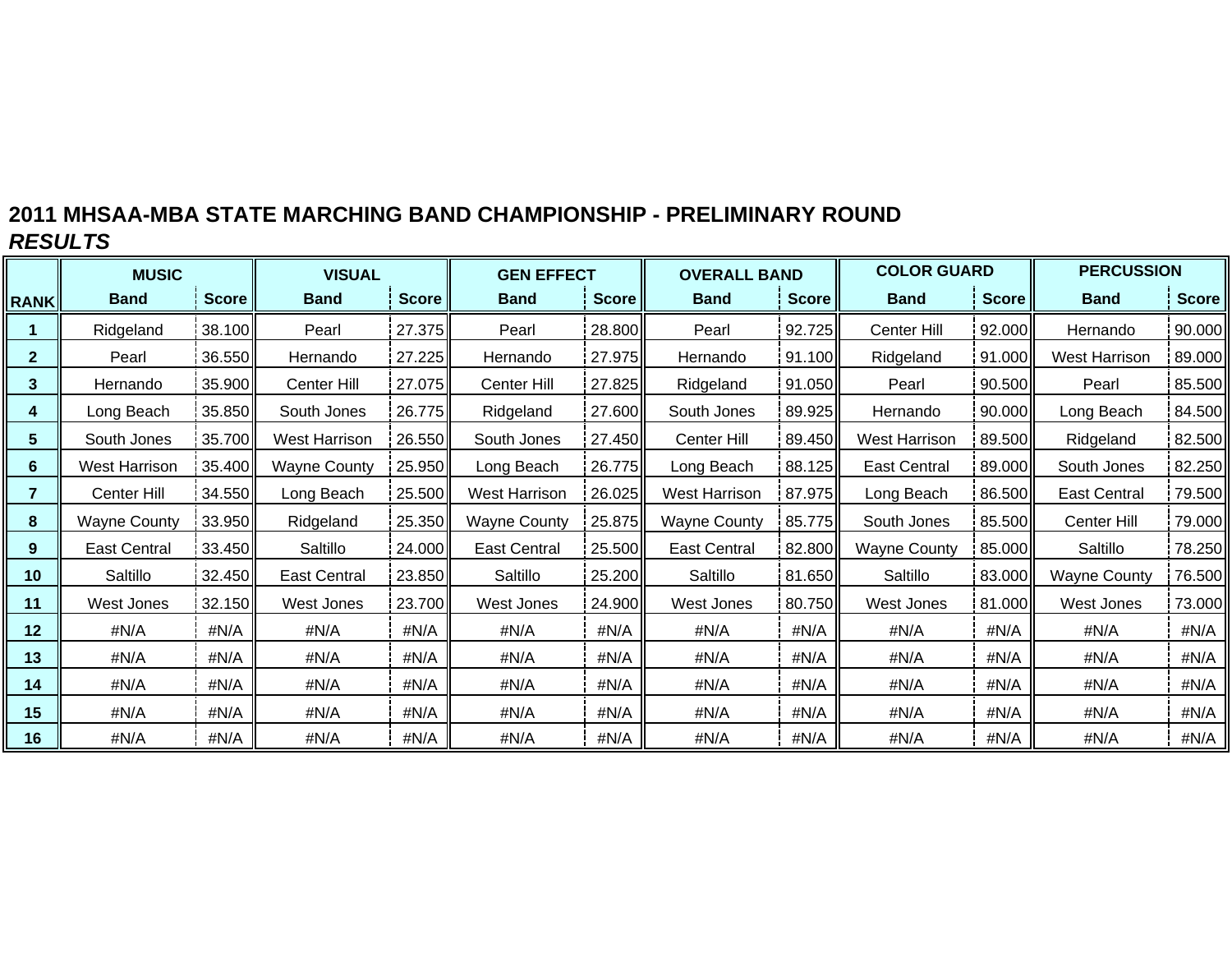## 2011 MHSAA-MBA STATE MARCHING BAND CHAMPIONSHIP - PRELIMINARY ROUND

***RESULTS***

| | MUSIC | | VISUAL | | GEN EFFECT | | OVERALL BAND | | COLOR GUARD | | PERCUSSION | |
|---|---|---|---|---|---|---|---|---|---|---|---|---|
| **RANK** | **Band** | **Score** | **Band** | **Score** | **Band** | **Score** | **Band** | **Score** | **Band** | **Score** | **Band** | **Score** |
| **1** | Ridgeland | 38.100 | Pearl | 27.375 | Pearl | 28.800 | Pearl | 92.725 | Center Hill | 92.000 | Hernando | 90.000 |
| **2** | Pearl | 36.550 | Hernando | 27.225 | Hernando | 27.975 | Hernando | 91.100 | Ridgeland | 91.000 | West Harrison | 89.000 |
| **3** | Hernando | 35.900 | Center Hill | 27.075 | Center Hill | 27.825 | Ridgeland | 91.050 | Pearl | 90.500 | Pearl | 85.500 |
| **4** | Long Beach | 35.850 | South Jones | 26.775 | Ridgeland | 27.600 | South Jones | 89.925 | Hernando | 90.000 | Long Beach | 84.500 |
| **5** | South Jones | 35.700 | West Harrison | 26.550 | South Jones | 27.450 | Center Hill | 89.450 | West Harrison | 89.500 | Ridgeland | 82.500 |
| **6** | West Harrison | 35.400 | Wayne County | 25.950 | Long Beach | 26.775 | Long Beach | 88.125 | East Central | 89.000 | South Jones | 82.250 |
| **7** | Center Hill | 34.550 | Long Beach | 25.500 | West Harrison | 26.025 | West Harrison | 87.975 | Long Beach | 86.500 | East Central | 79.500 |
| **8** | Wayne County | 33.950 | Ridgeland | 25.350 | Wayne County | 25.875 | Wayne County | 85.775 | South Jones | 85.500 | Center Hill | 79.000 |
| **9** | East Central | 33.450 | Saltillo | 24.000 | East Central | 25.500 | East Central | 82.800 | Wayne County | 85.000 | Saltillo | 78.250 |
| **10** | Saltillo | 32.450 | East Central | 23.850 | Saltillo | 25.200 | Saltillo | 81.650 | Saltillo | 83.000 | Wayne County | 76.500 |
| **11** | West Jones | 32.150 | West Jones | 23.700 | West Jones | 24.900 | West Jones | 80.750 | West Jones | 81.000 | West Jones | 73.000 |
| **12** | #N/A | #N/A | #N/A | #N/A | #N/A | #N/A | #N/A | #N/A | #N/A | #N/A | #N/A | #N/A |
| **13** | #N/A | #N/A | #N/A | #N/A | #N/A | #N/A | #N/A | #N/A | #N/A | #N/A | #N/A | #N/A |
| **14** | #N/A | #N/A | #N/A | #N/A | #N/A | #N/A | #N/A | #N/A | #N/A | #N/A | #N/A | #N/A |
| **15** | #N/A | #N/A | #N/A | #N/A | #N/A | #N/A | #N/A | #N/A | #N/A | #N/A | #N/A | #N/A |
| **16** | #N/A | #N/A | #N/A | #N/A | #N/A | #N/A | #N/A | #N/A | #N/A | #N/A | #N/A | #N/A |